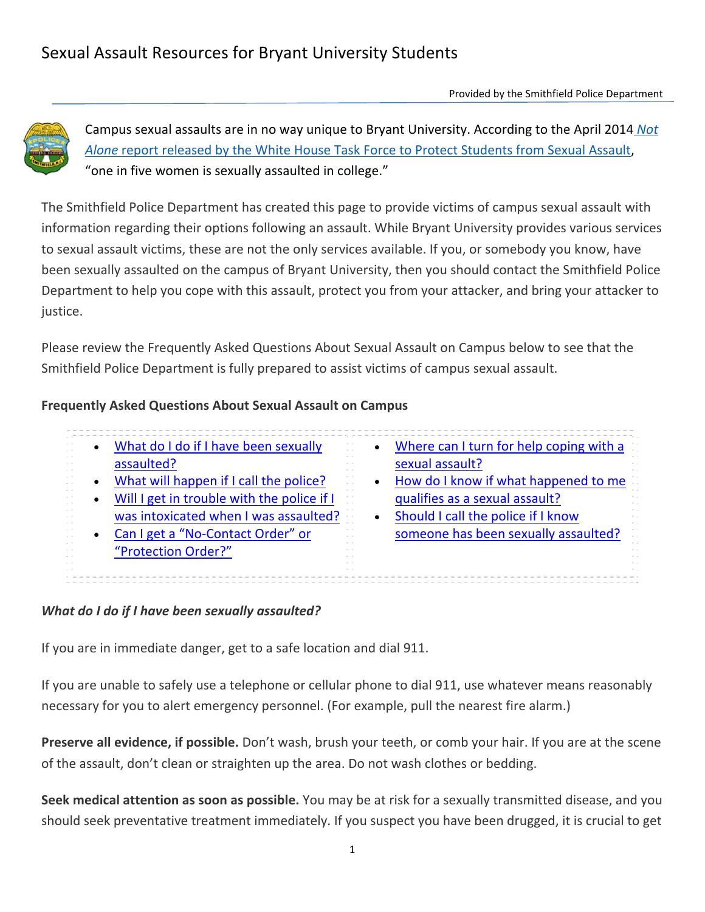# Sexual Assault Resources for Bryant University Students

Provided by the Smithfield Police Department

Campus sexual assaults are in no way unique to Bryant University. According to the April 2014 *Not Alone* report released by the White House Task Force to Protect Students from Sexual Assault, "one in five women is sexually assaulted in college."

The Smithfield Police Department has created this page to provide victims of campus sexual assault with information regarding their options following an assault. While Bryant University provides various services to sexual assault victims, these are not the only services available. If you, or somebody you know, have been sexually assaulted on the campus of Bryant University, then you should contact the Smithfield Police Department to help you cope with this assault, protect you from your attacker, and bring your attacker to justice.

Please review the Frequently Asked Questions About Sexual Assault on Campus below to see that the Smithfield Police Department is fully prepared to assist victims of campus sexual assault.

**Frequently Asked Questions About Sexual Assault on Campus**

- What do I do if I have been sexually assaulted?
- What will happen if I call the police?
- Will I get in trouble with the police if I was intoxicated when I was assaulted?
- Can I get a "No-Contact Order" or "Protection Order?"
- Where can I turn for help coping with a sexual assault?
- How do I know if what happened to me qualifies as a sexual assault?
- Should I call the police if I know someone has been sexually assaulted?

### *What do I do if I have been sexually assaulted?*

If you are in immediate danger, get to a safe location and dial 911.

If you are unable to safely use a telephone or cellular phone to dial 911, use whatever means reasonably necessary for you to alert emergency personnel. (For example, pull the nearest fire alarm.)

**Preserve all evidence, if possible.** Don't wash, brush your teeth, or comb your hair. If you are at the scene of the assault, don't clean or straighten up the area. Do not wash clothes or bedding.

**Seek medical attention as soon as possible.** You may be at risk for a sexually transmitted disease, and you should seek preventative treatment immediately. If you suspect you have been drugged, it is crucial to get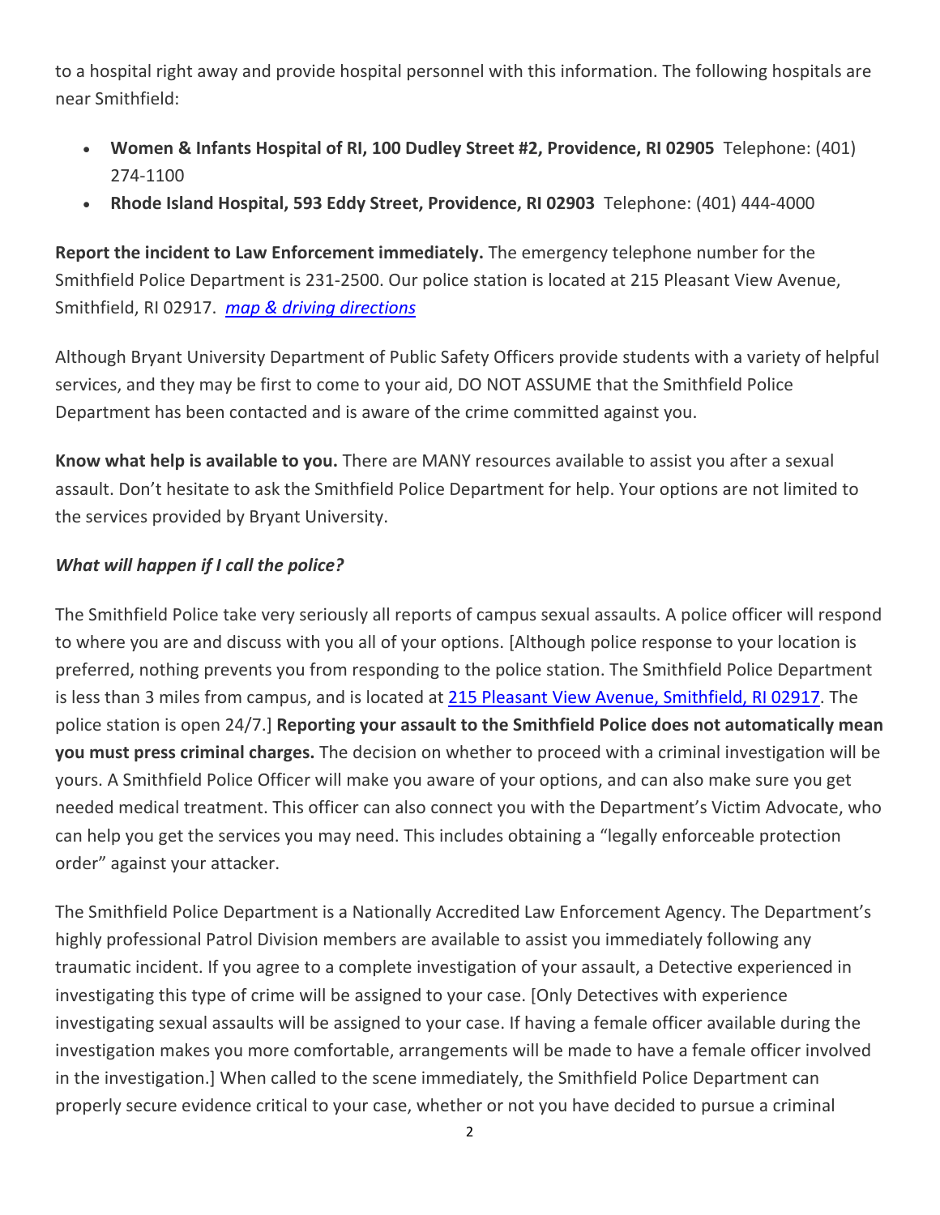to a hospital right away and provide hospital personnel with this information. The following hospitals are near Smithfield:

- **Women & Infants Hospital of RI, 100 Dudley Street #2, Providence, RI 02905** Telephone: (401) 274-1100
- **Rhode Island Hospital, 593 Eddy Street, Providence, RI 02903** Telephone: (401) 444-4000

**Report the incident to Law Enforcement immediately.** The emergency telephone number for the Smithfield Police Department is 231-2500. Our police station is located at 215 Pleasant View Avenue, Smithfield, RI 02917. *map & driving directions*

Although Bryant University Department of Public Safety Officers provide students with a variety of helpful services, and they may be first to come to your aid, DO NOT ASSUME that the Smithfield Police Department has been contacted and is aware of the crime committed against you.

**Know what help is available to you.** There are MANY resources available to assist you after a sexual assault. Don't hesitate to ask the Smithfield Police Department for help. Your options are not limited to the services provided by Bryant University.

***What will happen if I call the police?***

The Smithfield Police take very seriously all reports of campus sexual assaults. A police officer will respond to where you are and discuss with you all of your options. [Although police response to your location is preferred, nothing prevents you from responding to the police station. The Smithfield Police Department is less than 3 miles from campus, and is located at 215 Pleasant View Avenue, Smithfield, RI 02917. The police station is open 24/7.] **Reporting your assault to the Smithfield Police does not automatically mean you must press criminal charges.** The decision on whether to proceed with a criminal investigation will be yours. A Smithfield Police Officer will make you aware of your options, and can also make sure you get needed medical treatment. This officer can also connect you with the Department's Victim Advocate, who can help you get the services you may need. This includes obtaining a "legally enforceable protection order" against your attacker.

The Smithfield Police Department is a Nationally Accredited Law Enforcement Agency. The Department's highly professional Patrol Division members are available to assist you immediately following any traumatic incident. If you agree to a complete investigation of your assault, a Detective experienced in investigating this type of crime will be assigned to your case. [Only Detectives with experience investigating sexual assaults will be assigned to your case. If having a female officer available during the investigation makes you more comfortable, arrangements will be made to have a female officer involved in the investigation.] When called to the scene immediately, the Smithfield Police Department can properly secure evidence critical to your case, whether or not you have decided to pursue a criminal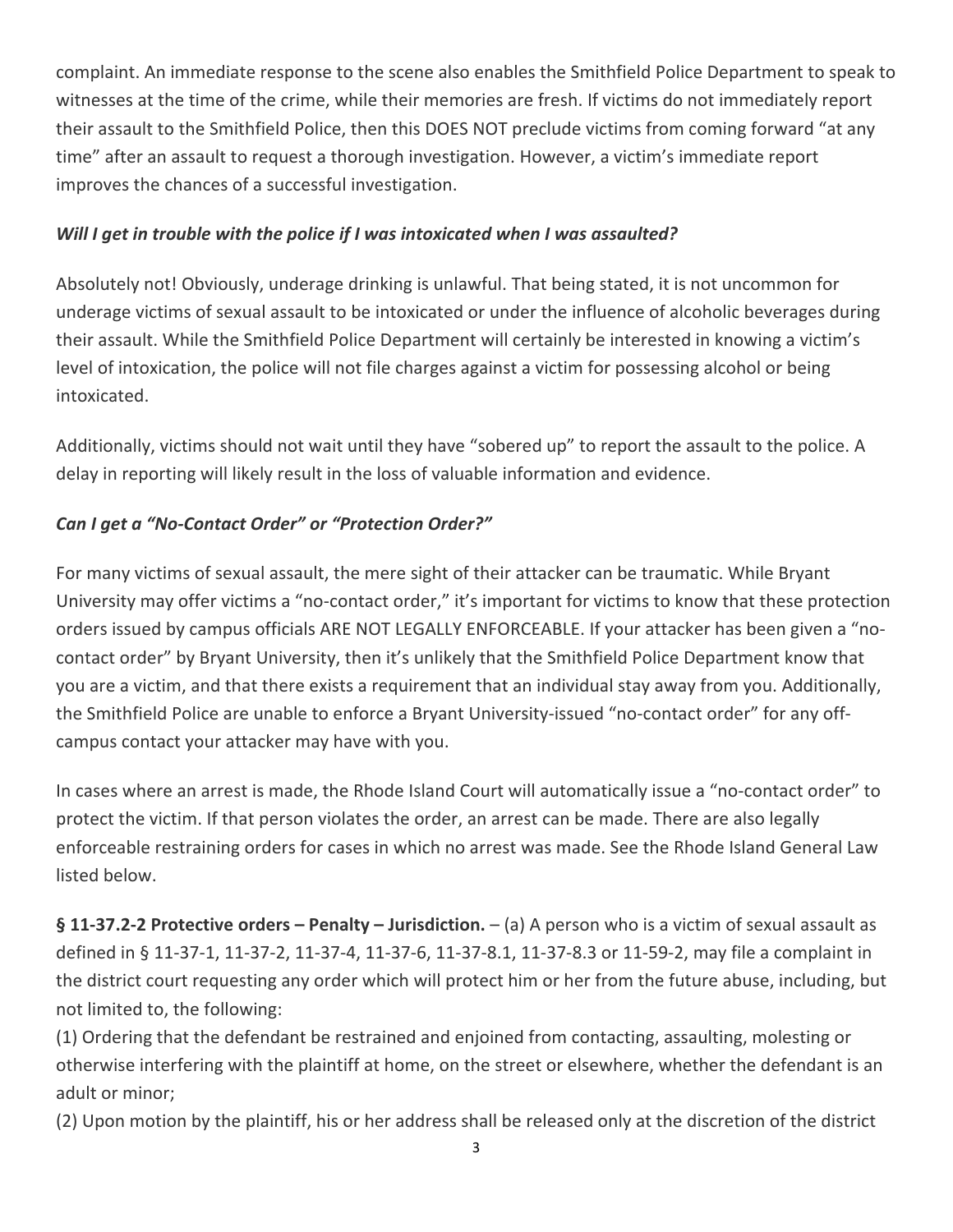complaint. An immediate response to the scene also enables the Smithfield Police Department to speak to witnesses at the time of the crime, while their memories are fresh. If victims do not immediately report their assault to the Smithfield Police, then this DOES NOT preclude victims from coming forward "at any time" after an assault to request a thorough investigation. However, a victim's immediate report improves the chances of a successful investigation.

***Will I get in trouble with the police if I was intoxicated when I was assaulted?***

Absolutely not! Obviously, underage drinking is unlawful. That being stated, it is not uncommon for underage victims of sexual assault to be intoxicated or under the influence of alcoholic beverages during their assault. While the Smithfield Police Department will certainly be interested in knowing a victim's level of intoxication, the police will not file charges against a victim for possessing alcohol or being intoxicated.

Additionally, victims should not wait until they have "sobered up" to report the assault to the police. A delay in reporting will likely result in the loss of valuable information and evidence.

***Can I get a "No-Contact Order" or "Protection Order?"***

For many victims of sexual assault, the mere sight of their attacker can be traumatic. While Bryant University may offer victims a "no-contact order," it's important for victims to know that these protection orders issued by campus officials ARE NOT LEGALLY ENFORCEABLE. If your attacker has been given a "no-contact order" by Bryant University, then it's unlikely that the Smithfield Police Department know that you are a victim, and that there exists a requirement that an individual stay away from you. Additionally, the Smithfield Police are unable to enforce a Bryant University-issued "no-contact order" for any off-campus contact your attacker may have with you.

In cases where an arrest is made, the Rhode Island Court will automatically issue a "no-contact order" to protect the victim. If that person violates the order, an arrest can be made. There are also legally enforceable restraining orders for cases in which no arrest was made. See the Rhode Island General Law listed below.

**§ 11-37.2-2 Protective orders – Penalty – Jurisdiction.** – (a) A person who is a victim of sexual assault as defined in § 11-37-1, 11-37-2, 11-37-4, 11-37-6, 11-37-8.1, 11-37-8.3 or 11-59-2, may file a complaint in the district court requesting any order which will protect him or her from the future abuse, including, but not limited to, the following:
(1) Ordering that the defendant be restrained and enjoined from contacting, assaulting, molesting or otherwise interfering with the plaintiff at home, on the street or elsewhere, whether the defendant is an adult or minor;
(2) Upon motion by the plaintiff, his or her address shall be released only at the discretion of the district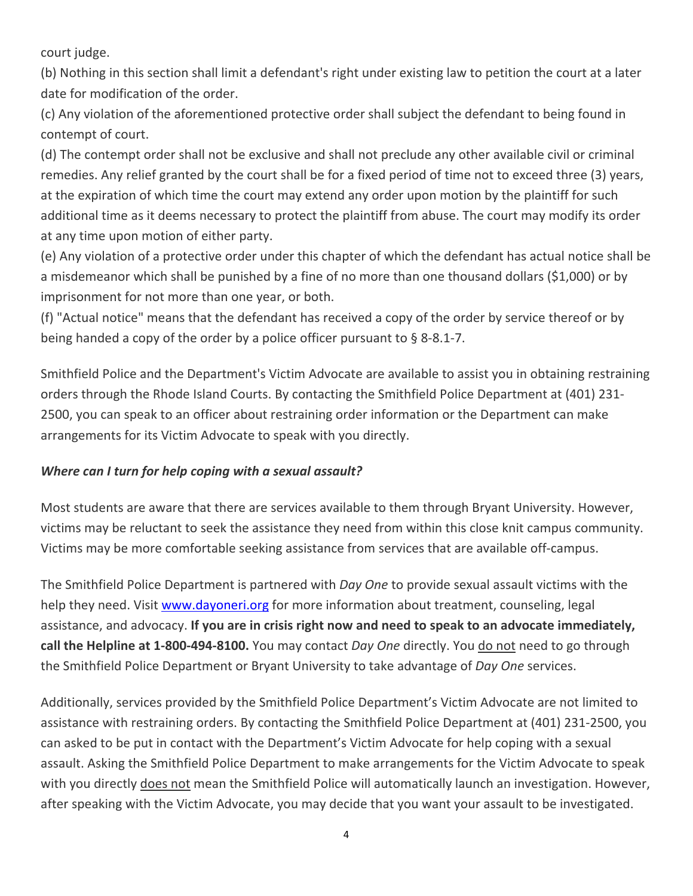court judge.

(b) Nothing in this section shall limit a defendant's right under existing law to petition the court at a later date for modification of the order.

(c) Any violation of the aforementioned protective order shall subject the defendant to being found in contempt of court.

(d) The contempt order shall not be exclusive and shall not preclude any other available civil or criminal remedies. Any relief granted by the court shall be for a fixed period of time not to exceed three (3) years, at the expiration of which time the court may extend any order upon motion by the plaintiff for such additional time as it deems necessary to protect the plaintiff from abuse. The court may modify its order at any time upon motion of either party.

(e) Any violation of a protective order under this chapter of which the defendant has actual notice shall be a misdemeanor which shall be punished by a fine of no more than one thousand dollars ($1,000) or by imprisonment for not more than one year, or both.

(f) "Actual notice" means that the defendant has received a copy of the order by service thereof or by being handed a copy of the order by a police officer pursuant to § 8-8.1-7.

Smithfield Police and the Department's Victim Advocate are available to assist you in obtaining restraining orders through the Rhode Island Courts. By contacting the Smithfield Police Department at (401) 231-2500, you can speak to an officer about restraining order information or the Department can make arrangements for its Victim Advocate to speak with you directly.

***Where can I turn for help coping with a sexual assault?***

Most students are aware that there are services available to them through Bryant University. However, victims may be reluctant to seek the assistance they need from within this close knit campus community. Victims may be more comfortable seeking assistance from services that are available off-campus.

The Smithfield Police Department is partnered with *Day One* to provide sexual assault victims with the help they need. Visit [www.dayoneri.org](www.dayoneri.org) for more information about treatment, counseling, legal assistance, and advocacy. **If you are in crisis right now and need to speak to an advocate immediately, call the Helpline at 1-800-494-8100.** You may contact *Day One* directly. You <u>do not</u> need to go through the Smithfield Police Department or Bryant University to take advantage of *Day One* services.

Additionally, services provided by the Smithfield Police Department's Victim Advocate are not limited to assistance with restraining orders. By contacting the Smithfield Police Department at (401) 231-2500, you can asked to be put in contact with the Department's Victim Advocate for help coping with a sexual assault. Asking the Smithfield Police Department to make arrangements for the Victim Advocate to speak with you directly <u>does not</u> mean the Smithfield Police will automatically launch an investigation. However, after speaking with the Victim Advocate, you may decide that you want your assault to be investigated.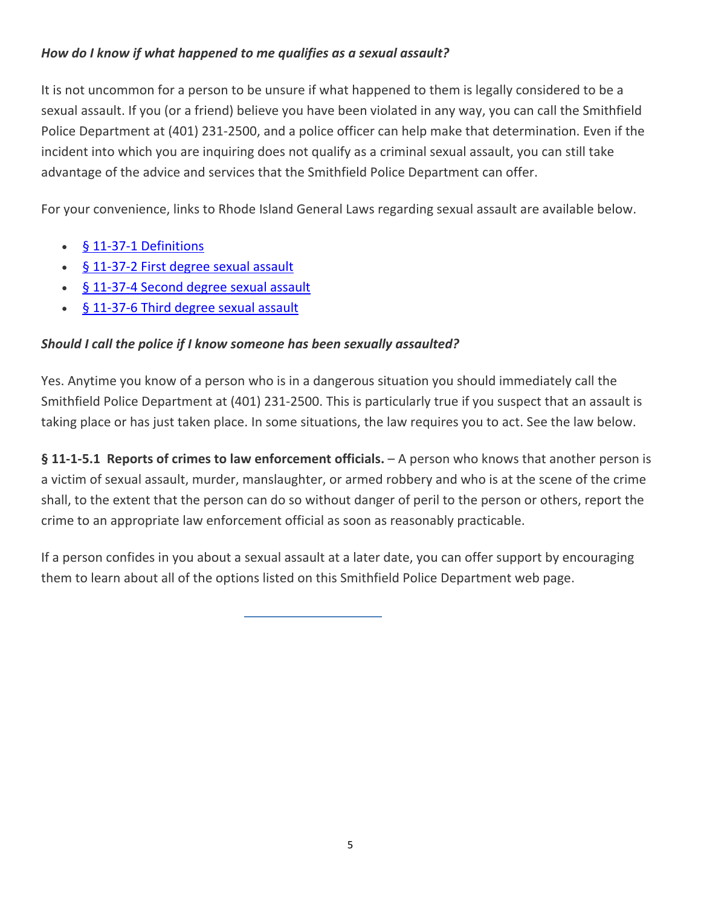### *How do I know if what happened to me qualifies as a sexual assault?*

It is not uncommon for a person to be unsure if what happened to them is legally considered to be a sexual assault. If you (or a friend) believe you have been violated in any way, you can call the Smithfield Police Department at (401) 231-2500, and a police officer can help make that determination. Even if the incident into which you are inquiring does not qualify as a criminal sexual assault, you can still take advantage of the advice and services that the Smithfield Police Department can offer.

For your convenience, links to Rhode Island General Laws regarding sexual assault are available below.

- § 11-37-1 Definitions
- § 11-37-2 First degree sexual assault
- § 11-37-4 Second degree sexual assault
- § 11-37-6 Third degree sexual assault

### *Should I call the police if I know someone has been sexually assaulted?*

Yes. Anytime you know of a person who is in a dangerous situation you should immediately call the Smithfield Police Department at (401) 231-2500. This is particularly true if you suspect that an assault is taking place or has just taken place. In some situations, the law requires you to act. See the law below.

**§ 11-1-5.1 Reports of crimes to law enforcement officials.** – A person who knows that another person is a victim of sexual assault, murder, manslaughter, or armed robbery and who is at the scene of the crime shall, to the extent that the person can do so without danger of peril to the person or others, report the crime to an appropriate law enforcement official as soon as reasonably practicable.

If a person confides in you about a sexual assault at a later date, you can offer support by encouraging them to learn about all of the options listed on this Smithfield Police Department web page.